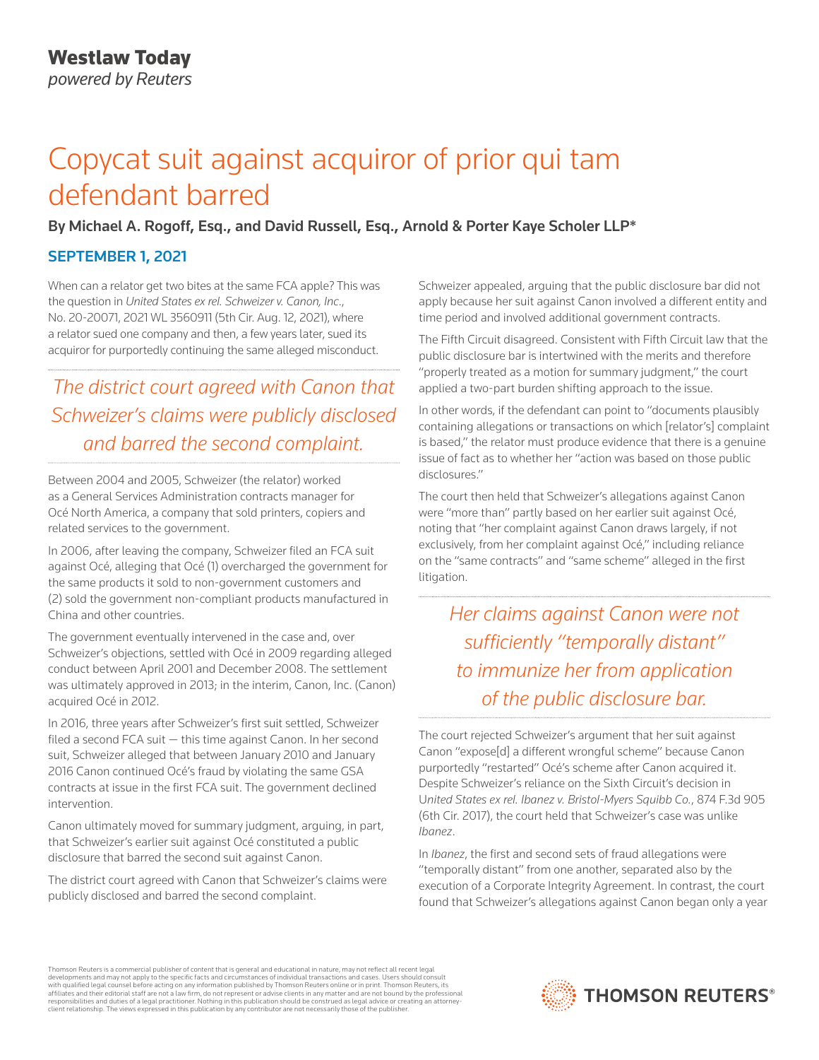Westlaw Today
*powered by Reuters*

# Copycat suit against acquiror of prior qui tam defendant barred

**By Michael A. Rogoff, Esq., and David Russell, Esq., Arnold & Porter Kaye Scholer LLP***

**SEPTEMBER 1, 2021**

When can a relator get two bites at the same FCA apple? This was the question in *United States ex rel. Schweizer v. Canon, Inc.*, No. 20-20071, 2021 WL 3560911 (5th Cir. Aug. 12, 2021), where a relator sued one company and then, a few years later, sued its acquiror for purportedly continuing the same alleged misconduct.

> *The district court agreed with Canon that Schweizer's claims were publicly disclosed and barred the second complaint.*

Between 2004 and 2005, Schweizer (the relator) worked as a General Services Administration contracts manager for Océ North America, a company that sold printers, copiers and related services to the government.

In 2006, after leaving the company, Schweizer filed an FCA suit against Océ, alleging that Océ (1) overcharged the government for the same products it sold to non-government customers and (2) sold the government non-compliant products manufactured in China and other countries.

The government eventually intervened in the case and, over Schweizer's objections, settled with Océ in 2009 regarding alleged conduct between April 2001 and December 2008. The settlement was ultimately approved in 2013; in the interim, Canon, Inc. (Canon) acquired Océ in 2012.

In 2016, three years after Schweizer's first suit settled, Schweizer filed a second FCA suit — this time against Canon. In her second suit, Schweizer alleged that between January 2010 and January 2016 Canon continued Océ's fraud by violating the same GSA contracts at issue in the first FCA suit. The government declined intervention.

Canon ultimately moved for summary judgment, arguing, in part, that Schweizer's earlier suit against Océ constituted a public disclosure that barred the second suit against Canon.

The district court agreed with Canon that Schweizer's claims were publicly disclosed and barred the second complaint.

Schweizer appealed, arguing that the public disclosure bar did not apply because her suit against Canon involved a different entity and time period and involved additional government contracts.

The Fifth Circuit disagreed. Consistent with Fifth Circuit law that the public disclosure bar is intertwined with the merits and therefore "properly treated as a motion for summary judgment," the court applied a two-part burden shifting approach to the issue.

In other words, if the defendant can point to "documents plausibly containing allegations or transactions on which [relator's] complaint is based," the relator must produce evidence that there is a genuine issue of fact as to whether her "action was based on those public disclosures."

The court then held that Schweizer's allegations against Canon were "more than" partly based on her earlier suit against Océ, noting that "her complaint against Canon draws largely, if not exclusively, from her complaint against Océ," including reliance on the "same contracts" and "same scheme" alleged in the first litigation.

> *Her claims against Canon were not sufficiently "temporally distant" to immunize her from application of the public disclosure bar.*

The court rejected Schweizer's argument that her suit against Canon "expose[d] a different wrongful scheme" because Canon purportedly "restarted" Océ's scheme after Canon acquired it. Despite Schweizer's reliance on the Sixth Circuit's decision in *United States ex rel. Ibanez v. Bristol-Myers Squibb Co.*, 874 F.3d 905 (6th Cir. 2017), the court held that Schweizer's case was unlike *Ibanez*.

In *Ibanez*, the first and second sets of fraud allegations were "temporally distant" from one another, separated also by the execution of a Corporate Integrity Agreement. In contrast, the court found that Schweizer's allegations against Canon began only a year

Thomson Reuters is a commercial publisher of content that is general and educational in nature, may not reflect all recent legal developments and may not apply to the specific facts and circumstances of individual transactions and cases. Users should consult with qualified legal counsel before acting on any information published by Thomson Reuters online or in print. Thomson Reuters, its affiliates and their editorial staff are not a law firm, do not represent or advise clients in any matter and are not bound by the professional responsibilities and duties of a legal practitioner. Nothing in this publication should be construed as legal advice or creating an attorney-client relationship. The views expressed in this publication by any contributor are not necessarily those of the publisher.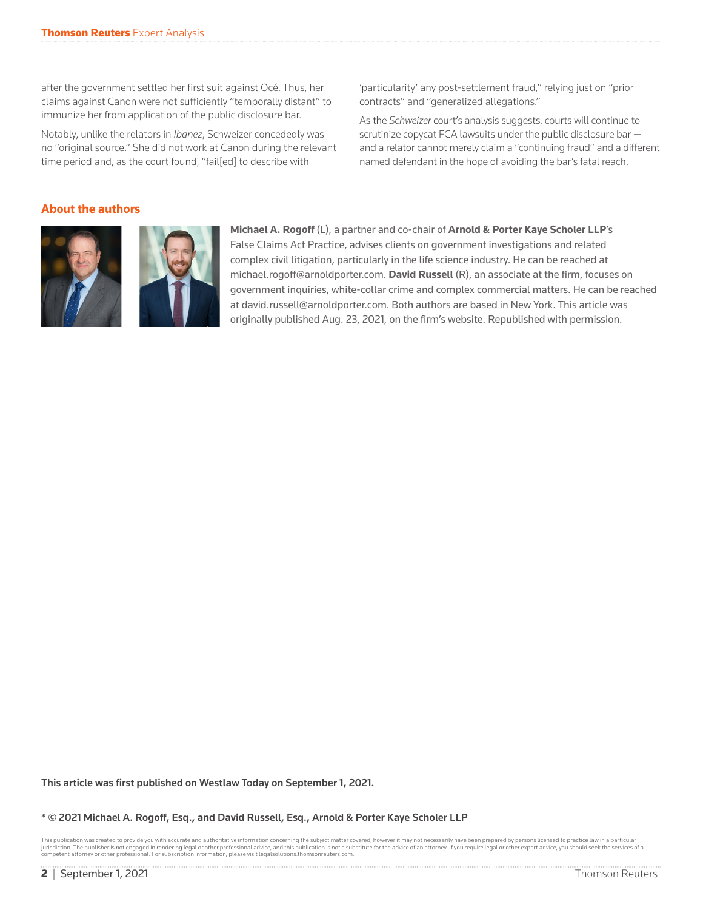after the government settled her first suit against Océ. Thus, her claims against Canon were not sufficiently "temporally distant" to immunize her from application of the public disclosure bar.

Notably, unlike the relators in *Ibanez*, Schweizer concededly was no "original source." She did not work at Canon during the relevant time period and, as the court found, "fail[ed] to describe with 'particularity' any post-settlement fraud," relying just on "prior contracts" and "generalized allegations."

As the *Schweizer* court's analysis suggests, courts will continue to scrutinize copycat FCA lawsuits under the public disclosure bar — and a relator cannot merely claim a "continuing fraud" and a different named defendant in the hope of avoiding the bar's fatal reach.

## About the authors

**Michael A. Rogoff** (L), a partner and co-chair of **Arnold & Porter Kaye Scholer LLP**'s False Claims Act Practice, advises clients on government investigations and related complex civil litigation, particularly in the life science industry. He can be reached at michael.rogoff@arnoldporter.com. **David Russell** (R), an associate at the firm, focuses on government inquiries, white-collar crime and complex commercial matters. He can be reached at david.russell@arnoldporter.com. Both authors are based in New York. This article was originally published Aug. 23, 2021, on the firm's website. Republished with permission.

**This article was first published on Westlaw Today on September 1, 2021.**

**\* © 2021 Michael A. Rogoff, Esq., and David Russell, Esq., Arnold & Porter Kaye Scholer LLP**

This publication was created to provide you with accurate and authoritative information concerning the subject matter covered, however it may not necessarily have been prepared by persons licensed to practice law in a particular jurisdiction. The publisher is not engaged in rendering legal or other professional advice, and this publication is not a substitute for the advice of an attorney. If you require legal or other expert advice, you should seek the services of a competent attorney or other professional. For subscription information, please visit legalsolutions.thomsonreuters.com.